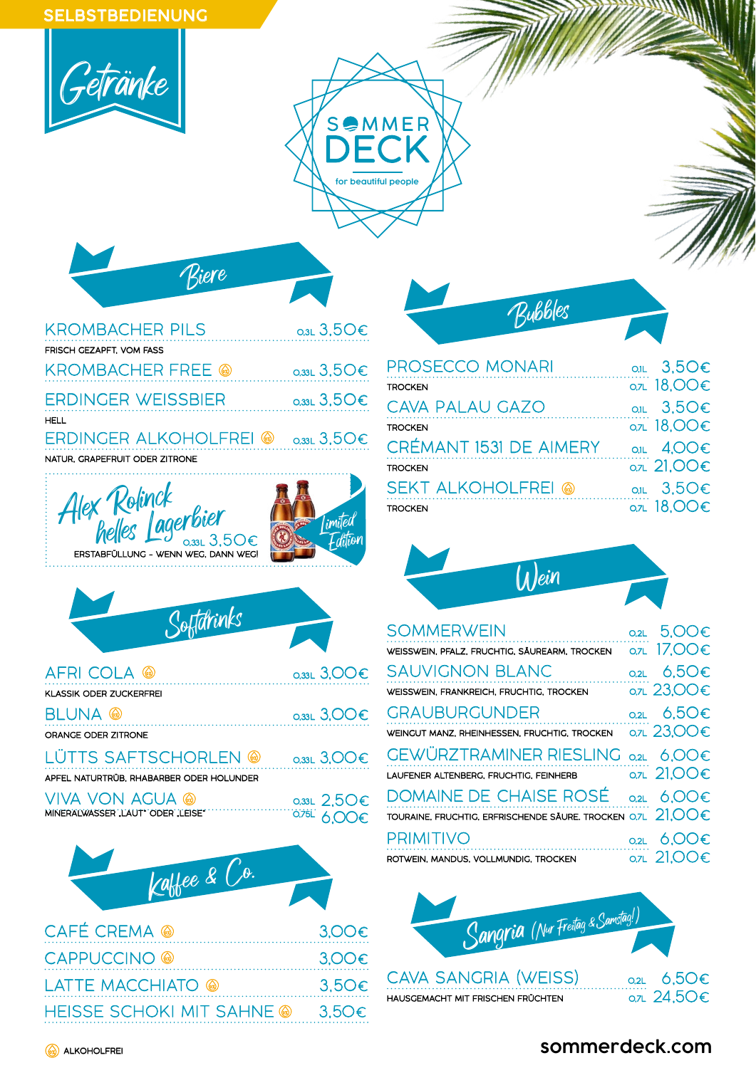SELBSTBEDIENUNG

# Getränke

SOMMER DECK
for beautiful people

## Biere

| | | |
|---|---|---|
| KROMBACHER PILS<br>FRISCH GEZAPFT, VOM FASS | 0,3L | 3,50€ |
| KROMBACHER FREE ⓐ | 0,33L | 3,50€ |
| ERDINGER WEISSBIER<br>HELL | 0,33L | 3,50€ |
| ERDINGER ALKOHOLFREI ⓐ<br>NATUR, GRAPEFRUIT ODER ZITRONE | 0,33L | 3,50€ |

**Alex Rolinck helles Lagerbier** 0,33L 3,50€
ERSTABFÜLLUNG – WENN WEG, DANN WEG!
Limited Edition

## Softdrinks

| | | |
|---|---|---|
| AFRI COLA ⓐ<br>KLASSIK ODER ZUCKERFREI | 0,33L | 3,00€ |
| BLUNA ⓐ<br>ORANGE ODER ZITRONE | 0,33L | 3,00€ |
| LÜTTS SAFTSCHORLEN ⓐ<br>APFEL NATURTRÜB, RHABARBER ODER HOLUNDER | 0,33L | 3,00€ |
| VIVA VON AGUA ⓐ<br>MINERALWASSER „LAUT" ODER „LEISE" | 0,33L<br>0,75L | 2,50€<br>6,00€ |

## Kaffee & Co.

| | |
|---|---|
| CAFÉ CREMA ⓐ | 3,00€ |
| CAPPUCCINO ⓐ | 3,00€ |
| LATTE MACCHIATO ⓐ | 3,50€ |
| HEISSE SCHOKI MIT SAHNE ⓐ | 3,50€ |

## Bubbles

| | | |
|---|---|---|
| PROSECCO MONARI<br>TROCKEN | 0,1L<br>0,7L | 3,50€<br>18,00€ |
| CAVA PALAU GAZO<br>TROCKEN | 0,1L<br>0,7L | 3,50€<br>18,00€ |
| CRÉMANT 1531 DE AIMERY<br>TROCKEN | 0,1L<br>0,7L | 4,00€<br>21,00€ |
| SEKT ALKOHOLFREI ⓐ<br>TROCKEN | 0,1L<br>0,7L | 3,50€<br>18,00€ |

## Wein

| | | |
|---|---|---|
| SOMMERWEIN<br>WEISSWEIN, PFALZ, FRUCHTIG, SÄUREARM, TROCKEN | 0,2L<br>0,7L | 5,00€<br>17,00€ |
| SAUVIGNON BLANC<br>WEISSWEIN, FRANKREICH, FRUCHTIG, TROCKEN | 0,2L<br>0,7L | 6,50€<br>23,00€ |
| GRAUBURGUNDER<br>WEINGUT MANZ, RHEINHESSEN, FRUCHTIG, TROCKEN | 0,2L<br>0,7L | 6,50€<br>23,00€ |
| GEWÜRZTRAMINER RIESLING<br>LAUFENER ALTENBERG, FRUCHTIG, FEINHERB | 0,2L<br>0,7L | 6,00€<br>21,00€ |
| DOMAINE DE CHAISE ROSÉ<br>TOURAINE, FRUCHTIG, ERFRISCHENDE SÄURE, TROCKEN | 0,2L<br>0,7L | 6,00€<br>21,00€ |
| PRIMITIVO<br>ROTWEIN, MANDUS, VOLLMUNDIG, TROCKEN | 0,2L<br>0,7L | 6,00€<br>21,00€ |

## Sangria (Nur Freitag & Samstag!)

| | | |
|---|---|---|
| CAVA SANGRIA (WEISS)<br>HAUSGEMACHT MIT FRISCHEN FRÜCHTEN | 0,2L<br>0,7L | 6,50€<br>24,50€ |

ⓐ ALKOHOLFREI

sommerdeck.com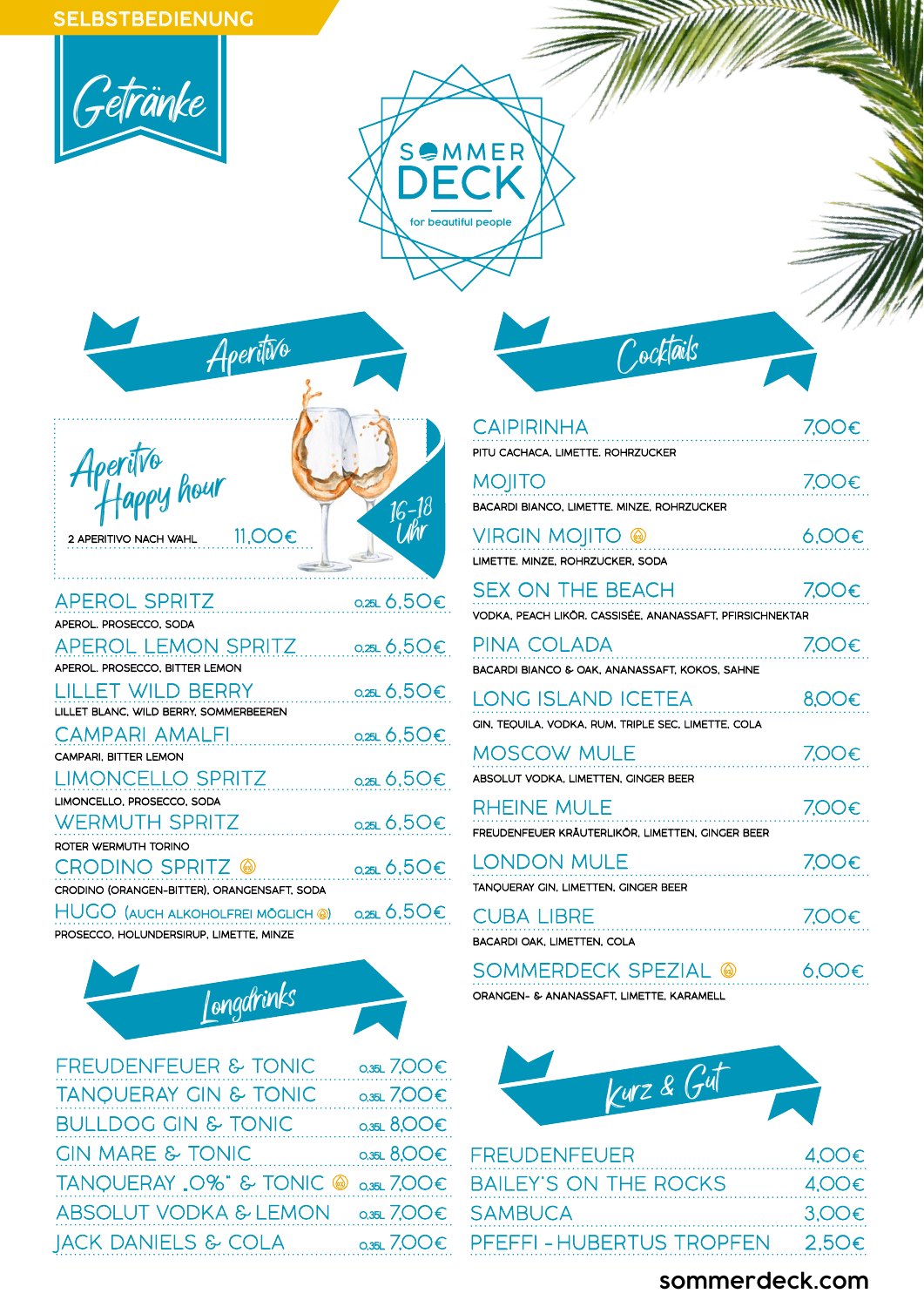SELBSTBEDIENUNG

# Getränke

SOMMER DECK
for beautiful people

## Aperitivo

### Aperitivo Happy hour

16–18 Uhr

2 APERITIVO NACH WAHL 11,00€

| | | |
|---|---|---|
| **APEROL SPRITZ** – APEROL, PROSECCO, SODA | 0,25L | 6,50€ |
| **APEROL LEMON SPRITZ** – APEROL, PROSECCO, BITTER LEMON | 0,25L | 6,50€ |
| **LILLET WILD BERRY** – LILLET BLANC, WILD BERRY, SOMMERBEEREN | 0,25L | 6,50€ |
| **CAMPARI AMALFI** – CAMPARI, BITTER LEMON | 0,25L | 6,50€ |
| **LIMONCELLO SPRITZ** – LIMONCELLO, PROSECCO, SODA | 0,25L | 6,50€ |
| **WERMUTH SPRITZ** – ROTER WERMUTH TORINO | 0,25L | 6,50€ |
| **CRODINO SPRITZ** (alkoholfrei) – CRODINO (ORANGEN-BITTER), ORANGENSAFT, SODA | 0,25L | 6,50€ |
| **HUGO** (AUCH ALKOHOLFREI MÖGLICH) – PROSECCO, HOLUNDERSIRUP, LIMETTE, MINZE | 0,25L | 6,50€ |

## Longdrinks

| | | |
|---|---|---|
| FREUDENFEUER & TONIC | 0,35L | 7,00€ |
| TANQUERAY GIN & TONIC | 0,35L | 7,00€ |
| BULLDOG GIN & TONIC | 0,35L | 8,00€ |
| GIN MARE & TONIC | 0,35L | 8,00€ |
| TANQUERAY „0%" & TONIC (alkoholfrei) | 0,35L | 7,00€ |
| ABSOLUT VODKA & LEMON | 0,35L | 7,00€ |
| JACK DANIELS & COLA | 0,35L | 7,00€ |

## Cocktails

| | |
|---|---|
| **CAIPIRINHA** – PITU CACHACA, LIMETTE, ROHRZUCKER | 7,00€ |
| **MOJITO** – BACARDI BIANCO, LIMETTE, MINZE, ROHRZUCKER | 7,00€ |
| **VIRGIN MOJITO** (alkoholfrei) – LIMETTE, MINZE, ROHRZUCKER, SODA | 6,00€ |
| **SEX ON THE BEACH** – VODKA, PEACH LIKÖR, CASSISÉE, ANANASSAFT, PFIRSICHNEKTAR | 7,00€ |
| **PINA COLADA** – BACARDI BIANCO & OAK, ANANASSAFT, KOKOS, SAHNE | 7,00€ |
| **LONG ISLAND ICETEA** – GIN, TEQUILA, VODKA, RUM, TRIPLE SEC, LIMETTE, COLA | 8,00€ |
| **MOSCOW MULE** – ABSOLUT VODKA, LIMETTEN, GINGER BEER | 7,00€ |
| **RHEINE MULE** – FREUDENFEUER KRÄUTERLIKÖR, LIMETTEN, GINGER BEER | 7,00€ |
| **LONDON MULE** – TANQUERAY GIN, LIMETTEN, GINGER BEER | 7,00€ |
| **CUBA LIBRE** – BACARDI OAK, LIMETTEN, COLA | 7,00€ |
| **SOMMERDECK SPEZIAL** (alkoholfrei) – ORANGEN- & ANANASSAFT, LIMETTE, KARAMELL | 6,00€ |

## Kurz & Gut

| | |
|---|---|
| FREUDENFEUER | 4,00€ |
| BAILEY'S ON THE ROCKS | 4,00€ |
| SAMBUCA | 3,00€ |
| PFEFFI - HUBERTUS TROPFEN | 2,50€ |

sommerdeck.com